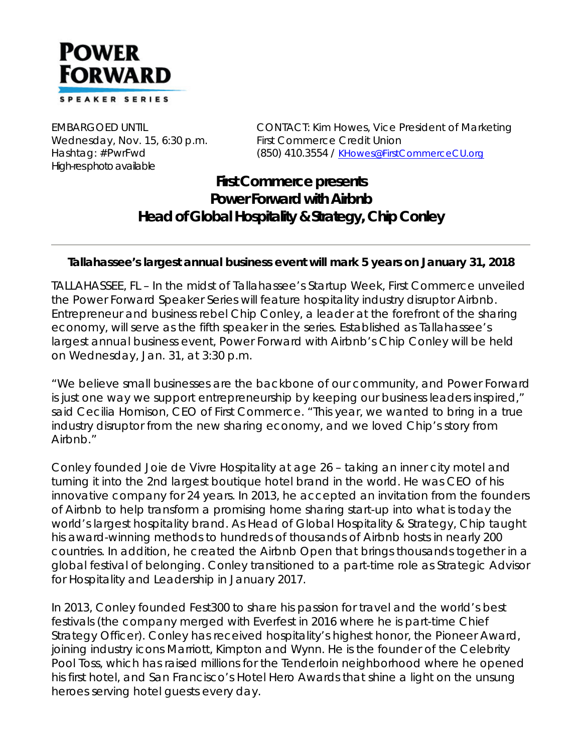**POWER FORWARD**

SPEAKER SERIES

EMBARGOED UNTIL
Wednesday, Nov. 15, 6:30 p.m.
Hashtag: #PwrFwd
High-res photo available

CONTACT: Kim Howes, Vice President of Marketing
First Commerce Credit Union
(850) 410.3554 / KHowes@FirstCommerceCU.org

# First Commerce presents Power Forward with Airbnb Head of Global Hospitality & Strategy, Chip Conley

---

**Tallahassee's largest annual business event will mark 5 years on January 31, 2018**

TALLAHASSEE, FL – In the midst of Tallahassee's Startup Week, First Commerce unveiled the Power Forward Speaker Series will feature hospitality industry disruptor Airbnb. Entrepreneur and business rebel Chip Conley, a leader at the forefront of the sharing economy, will serve as the fifth speaker in the series. Established as Tallahassee's largest annual business event, Power Forward with Airbnb's Chip Conley will be held on Wednesday, Jan. 31, at 3:30 p.m.

"We believe small businesses are the backbone of our community, and Power Forward is just one way we support entrepreneurship by keeping our business leaders inspired," said Cecilia Homison, CEO of First Commerce. "This year, we wanted to bring in a true industry disruptor from the new sharing economy, and we loved Chip's story from Airbnb."

Conley founded Joie de Vivre Hospitality at age 26 – taking an inner city motel and turning it into the 2nd largest boutique hotel brand in the world. He was CEO of his innovative company for 24 years. In 2013, he accepted an invitation from the founders of Airbnb to help transform a promising home sharing start-up into what is today the world's largest hospitality brand. As Head of Global Hospitality & Strategy, Chip taught his award-winning methods to hundreds of thousands of Airbnb hosts in nearly 200 countries. In addition, he created the Airbnb Open that brings thousands together in a global festival of belonging. Conley transitioned to a part-time role as Strategic Advisor for Hospitality and Leadership in January 2017.

In 2013, Conley founded Fest300 to share his passion for travel and the world's best festivals (the company merged with Everfest in 2016 where he is part-time Chief Strategy Officer). Conley has received hospitality's highest honor, the Pioneer Award, joining industry icons Marriott, Kimpton and Wynn. He is the founder of the Celebrity Pool Toss, which has raised millions for the Tenderloin neighborhood where he opened his first hotel, and San Francisco's Hotel Hero Awards that shine a light on the unsung heroes serving hotel guests every day.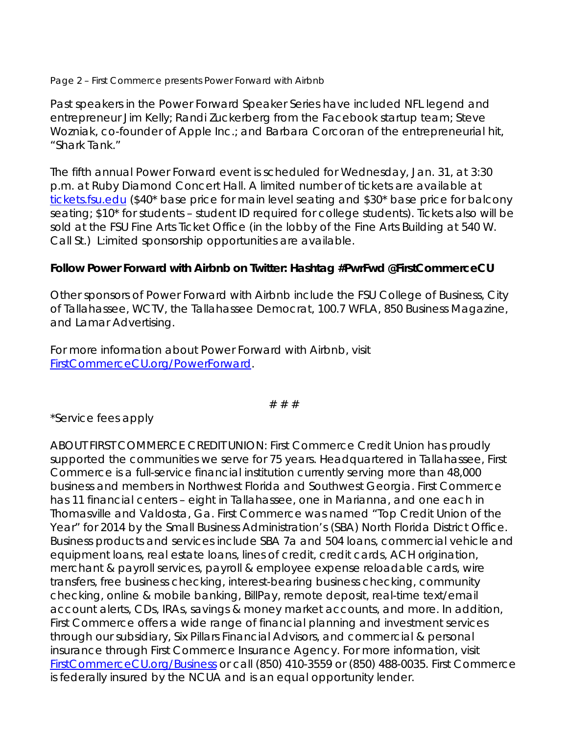Past speakers in the Power Forward Speaker Series have included NFL legend and entrepreneur Jim Kelly; Randi Zuckerberg from the Facebook startup team; Steve Wozniak, co-founder of Apple Inc.; and Barbara Corcoran of the entrepreneurial hit, "Shark Tank."

The fifth annual Power Forward event is scheduled for Wednesday, Jan. 31, at 3:30 p.m. at Ruby Diamond Concert Hall. A limited number of tickets are available at [tickets.fsu.edu](tickets.fsu.edu) ($40* base price for main level seating and $30* base price for balcony seating; $10* for students – student ID required for college students). Tickets also will be sold at the FSU Fine Arts Ticket Office (in the lobby of the Fine Arts Building at 540 W. Call St.) L:imited sponsorship opportunities are available.

**Follow Power Forward with Airbnb on Twitter: Hashtag #PwrFwd @FirstCommerceCU**

Other sponsors of Power Forward with Airbnb include the FSU College of Business, City of Tallahassee, WCTV, the Tallahassee Democrat, 100.7 WFLA, 850 Business Magazine, and Lamar Advertising.

For more information about Power Forward with Airbnb, visit [FirstCommerceCU.org/PowerForward](FirstCommerceCU.org/PowerForward).

# # #

*Service fees apply

ABOUT FIRST COMMERCE CREDIT UNION: First Commerce Credit Union has proudly supported the communities we serve for 75 years. Headquartered in Tallahassee, First Commerce is a full-service financial institution currently serving more than 48,000 business and members in Northwest Florida and Southwest Georgia. First Commerce has 11 financial centers – eight in Tallahassee, one in Marianna, and one each in Thomasville and Valdosta, Ga. First Commerce was named "Top Credit Union of the Year" for 2014 by the Small Business Administration's (SBA) North Florida District Office. Business products and services include SBA 7a and 504 loans, commercial vehicle and equipment loans, real estate loans, lines of credit, credit cards, ACH origination, merchant & payroll services, payroll & employee expense reloadable cards, wire transfers, free business checking, interest-bearing business checking, community checking, online & mobile banking, BillPay, remote deposit, real-time text/email account alerts, CDs, IRAs, savings & money market accounts, and more. In addition, First Commerce offers a wide range of financial planning and investment services through our subsidiary, Six Pillars Financial Advisors, and commercial & personal insurance through First Commerce Insurance Agency. For more information, visit [FirstCommerceCU.org/Business](FirstCommerceCU.org/Business) or call (850) 410-3559 or (850) 488-0035. First Commerce is federally insured by the NCUA and is an equal opportunity lender.